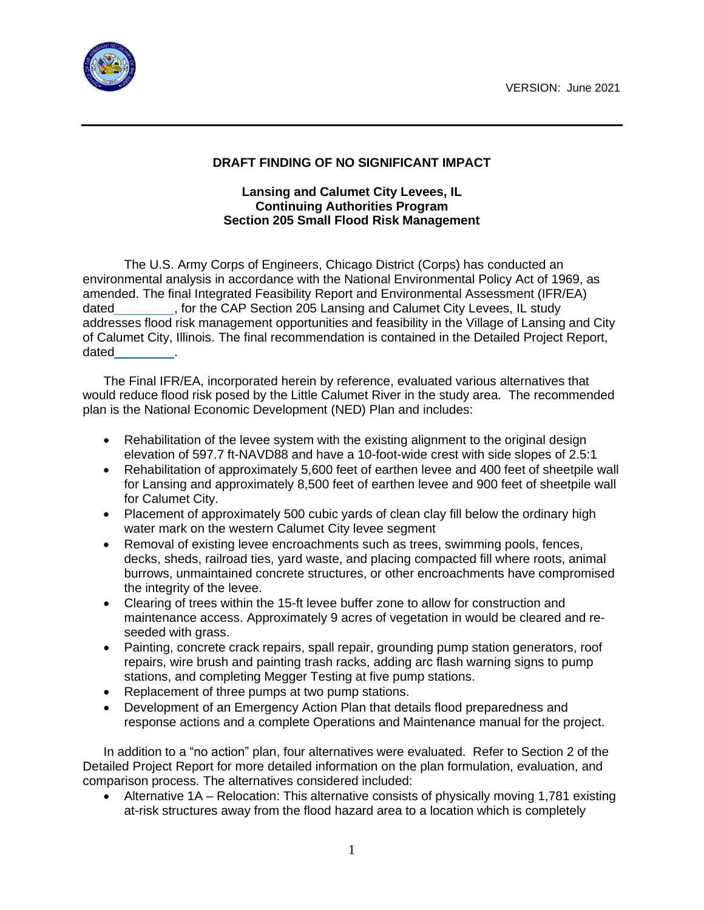VERSION: June 2021

## DRAFT FINDING OF NO SIGNIFICANT IMPACT

### Lansing and Calumet City Levees, IL
### Continuing Authorities Program
### Section 205 Small Flood Risk Management

The U.S. Army Corps of Engineers, Chicago District (Corps) has conducted an environmental analysis in accordance with the National Environmental Policy Act of 1969, as amended. The final Integrated Feasibility Report and Environmental Assessment (IFR/EA) dated\_\_\_\_\_\_\_\_\_, for the CAP Section 205 Lansing and Calumet City Levees, IL study addresses flood risk management opportunities and feasibility in the Village of Lansing and City of Calumet City, Illinois. The final recommendation is contained in the Detailed Project Report, dated\_\_\_\_\_\_\_\_\_.

The Final IFR/EA, incorporated herein by reference, evaluated various alternatives that would reduce flood risk posed by the Little Calumet River in the study area. The recommended plan is the National Economic Development (NED) Plan and includes:

- Rehabilitation of the levee system with the existing alignment to the original design elevation of 597.7 ft-NAVD88 and have a 10-foot-wide crest with side slopes of 2.5:1
- Rehabilitation of approximately 5,600 feet of earthen levee and 400 feet of sheetpile wall for Lansing and approximately 8,500 feet of earthen levee and 900 feet of sheetpile wall for Calumet City.
- Placement of approximately 500 cubic yards of clean clay fill below the ordinary high water mark on the western Calumet City levee segment
- Removal of existing levee encroachments such as trees, swimming pools, fences, decks, sheds, railroad ties, yard waste, and placing compacted fill where roots, animal burrows, unmaintained concrete structures, or other encroachments have compromised the integrity of the levee.
- Clearing of trees within the 15-ft levee buffer zone to allow for construction and maintenance access. Approximately 9 acres of vegetation in would be cleared and re-seeded with grass.
- Painting, concrete crack repairs, spall repair, grounding pump station generators, roof repairs, wire brush and painting trash racks, adding arc flash warning signs to pump stations, and completing Megger Testing at five pump stations.
- Replacement of three pumps at two pump stations.
- Development of an Emergency Action Plan that details flood preparedness and response actions and a complete Operations and Maintenance manual for the project.

In addition to a "no action" plan, four alternatives were evaluated. Refer to Section 2 of the Detailed Project Report for more detailed information on the plan formulation, evaluation, and comparison process. The alternatives considered included:

- Alternative 1A – Relocation: This alternative consists of physically moving 1,781 existing at-risk structures away from the flood hazard area to a location which is completely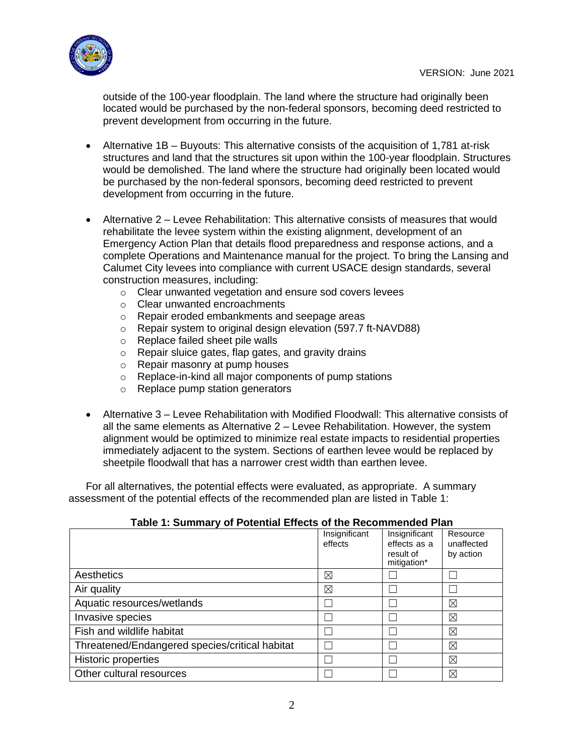outside of the 100-year floodplain. The land where the structure had originally been located would be purchased by the non-federal sponsors, becoming deed restricted to prevent development from occurring in the future.

- Alternative 1B – Buyouts: This alternative consists of the acquisition of 1,781 at-risk structures and land that the structures sit upon within the 100-year floodplain. Structures would be demolished. The land where the structure had originally been located would be purchased by the non-federal sponsors, becoming deed restricted to prevent development from occurring in the future.

- Alternative 2 – Levee Rehabilitation: This alternative consists of measures that would rehabilitate the levee system within the existing alignment, development of an Emergency Action Plan that details flood preparedness and response actions, and a complete Operations and Maintenance manual for the project. To bring the Lansing and Calumet City levees into compliance with current USACE design standards, several construction measures, including:
  - Clear unwanted vegetation and ensure sod covers levees
  - Clear unwanted encroachments
  - Repair eroded embankments and seepage areas
  - Repair system to original design elevation (597.7 ft-NAVD88)
  - Replace failed sheet pile walls
  - Repair sluice gates, flap gates, and gravity drains
  - Repair masonry at pump houses
  - Replace-in-kind all major components of pump stations
  - Replace pump station generators

- Alternative 3 – Levee Rehabilitation with Modified Floodwall: This alternative consists of all the same elements as Alternative 2 – Levee Rehabilitation. However, the system alignment would be optimized to minimize real estate impacts to residential properties immediately adjacent to the system. Sections of earthen levee would be replaced by sheetpile floodwall that has a narrower crest width than earthen levee.

For all alternatives, the potential effects were evaluated, as appropriate. A summary assessment of the potential effects of the recommended plan are listed in Table 1:

**Table 1: Summary of Potential Effects of the Recommended Plan**

| | Insignificant effects | Insignificant effects as a result of mitigation* | Resource unaffected by action |
|---|---|---|---|
| Aesthetics | ☒ | ☐ | ☐ |
| Air quality | ☒ | ☐ | ☐ |
| Aquatic resources/wetlands | ☐ | ☐ | ☒ |
| Invasive species | ☐ | ☐ | ☒ |
| Fish and wildlife habitat | ☐ | ☐ | ☒ |
| Threatened/Endangered species/critical habitat | ☐ | ☐ | ☒ |
| Historic properties | ☐ | ☐ | ☒ |
| Other cultural resources | ☐ | ☐ | ☒ |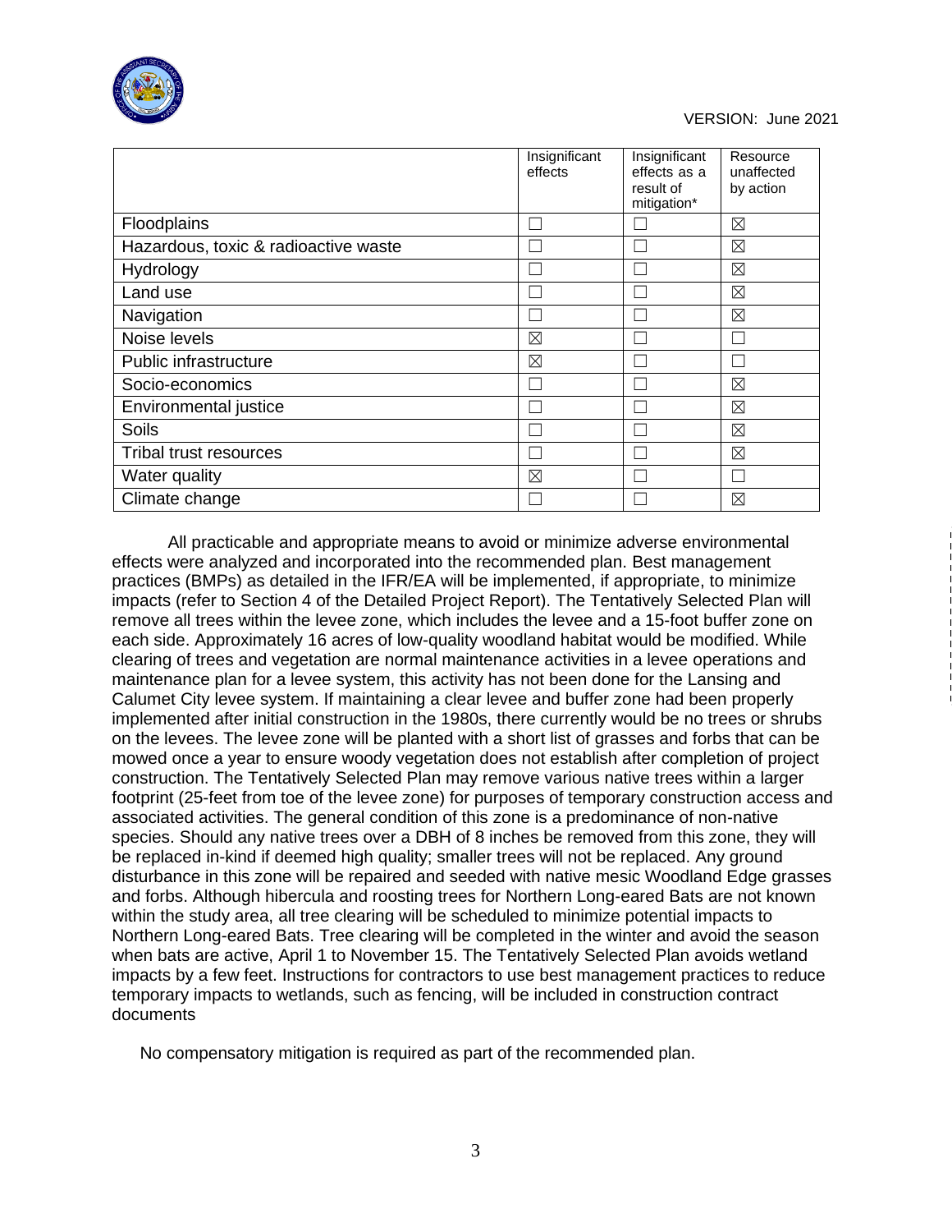| | Insignificant effects | Insignificant effects as a result of mitigation* | Resource unaffected by action |
|---|---|---|---|
| Floodplains | ☐ | ☐ | ☒ |
| Hazardous, toxic & radioactive waste | ☐ | ☐ | ☒ |
| Hydrology | ☐ | ☐ | ☒ |
| Land use | ☐ | ☐ | ☒ |
| Navigation | ☐ | ☐ | ☒ |
| Noise levels | ☒ | ☐ | ☐ |
| Public infrastructure | ☒ | ☐ | ☐ |
| Socio-economics | ☐ | ☐ | ☒ |
| Environmental justice | ☐ | ☐ | ☒ |
| Soils | ☐ | ☐ | ☒ |
| Tribal trust resources | ☐ | ☐ | ☒ |
| Water quality | ☒ | ☐ | ☐ |
| Climate change | ☐ | ☐ | ☒ |

All practicable and appropriate means to avoid or minimize adverse environmental effects were analyzed and incorporated into the recommended plan. Best management practices (BMPs) as detailed in the IFR/EA will be implemented, if appropriate, to minimize impacts (refer to Section 4 of the Detailed Project Report). The Tentatively Selected Plan will remove all trees within the levee zone, which includes the levee and a 15-foot buffer zone on each side. Approximately 16 acres of low-quality woodland habitat would be modified. While clearing of trees and vegetation are normal maintenance activities in a levee operations and maintenance plan for a levee system, this activity has not been done for the Lansing and Calumet City levee system. If maintaining a clear levee and buffer zone had been properly implemented after initial construction in the 1980s, there currently would be no trees or shrubs on the levees. The levee zone will be planted with a short list of grasses and forbs that can be mowed once a year to ensure woody vegetation does not establish after completion of project construction. The Tentatively Selected Plan may remove various native trees within a larger footprint (25-feet from toe of the levee zone) for purposes of temporary construction access and associated activities. The general condition of this zone is a predominance of non-native species. Should any native trees over a DBH of 8 inches be removed from this zone, they will be replaced in-kind if deemed high quality; smaller trees will not be replaced. Any ground disturbance in this zone will be repaired and seeded with native mesic Woodland Edge grasses and forbs. Although hibercula and roosting trees for Northern Long-eared Bats are not known within the study area, all tree clearing will be scheduled to minimize potential impacts to Northern Long-eared Bats. Tree clearing will be completed in the winter and avoid the season when bats are active, April 1 to November 15. The Tentatively Selected Plan avoids wetland impacts by a few feet. Instructions for contractors to use best management practices to reduce temporary impacts to wetlands, such as fencing, will be included in construction contract documents

No compensatory mitigation is required as part of the recommended plan.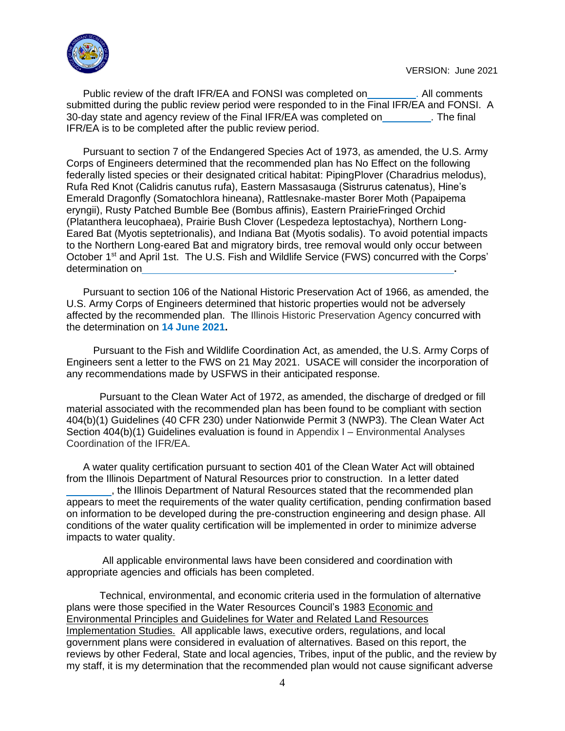Public review of the draft IFR/EA and FONSI was completed on\_\_\_\_\_\_\_\_\_. All comments submitted during the public review period were responded to in the Final IFR/EA and FONSI. A 30-day state and agency review of the Final IFR/EA was completed on\_\_\_\_\_\_\_\_\_. The final IFR/EA is to be completed after the public review period.

Pursuant to section 7 of the Endangered Species Act of 1973, as amended, the U.S. Army Corps of Engineers determined that the recommended plan has No Effect on the following federally listed species or their designated critical habitat: PipingPlover (Charadrius melodus), Rufa Red Knot (Calidris canutus rufa), Eastern Massasauga (Sistrurus catenatus), Hine's Emerald Dragonfly (Somatochlora hineana), Rattlesnake-master Borer Moth (Papaipema eryngii), Rusty Patched Bumble Bee (Bombus affinis), Eastern PrairieFringed Orchid (Platanthera leucophaea), Prairie Bush Clover (Lespedeza leptostachya), Northern Long-Eared Bat (Myotis septetrionalis), and Indiana Bat (Myotis sodalis). To avoid potential impacts to the Northern Long-eared Bat and migratory birds, tree removal would only occur between October 1st and April 1st. The U.S. Fish and Wildlife Service (FWS) concurred with the Corps' determination on\_\_\_\_\_\_\_\_\_\_\_\_\_\_\_\_\_\_\_\_\_\_\_\_\_\_\_\_\_\_\_\_\_\_\_\_\_\_\_\_\_\_\_\_\_\_\_\_\_\_\_\_\_\_\_.

Pursuant to section 106 of the National Historic Preservation Act of 1966, as amended, the U.S. Army Corps of Engineers determined that historic properties would not be adversely affected by the recommended plan. The Illinois Historic Preservation Agency concurred with the determination on **14 June 2021.**

Pursuant to the Fish and Wildlife Coordination Act, as amended, the U.S. Army Corps of Engineers sent a letter to the FWS on 21 May 2021. USACE will consider the incorporation of any recommendations made by USFWS in their anticipated response.

Pursuant to the Clean Water Act of 1972, as amended, the discharge of dredged or fill material associated with the recommended plan has been found to be compliant with section 404(b)(1) Guidelines (40 CFR 230) under Nationwide Permit 3 (NWP3). The Clean Water Act Section 404(b)(1) Guidelines evaluation is found in Appendix I – Environmental Analyses Coordination of the IFR/EA.

A water quality certification pursuant to section 401 of the Clean Water Act will obtained from the Illinois Department of Natural Resources prior to construction. In a letter dated \_\_\_\_\_\_\_\_, the Illinois Department of Natural Resources stated that the recommended plan appears to meet the requirements of the water quality certification, pending confirmation based on information to be developed during the pre-construction engineering and design phase. All conditions of the water quality certification will be implemented in order to minimize adverse impacts to water quality.

All applicable environmental laws have been considered and coordination with appropriate agencies and officials has been completed.

Technical, environmental, and economic criteria used in the formulation of alternative plans were those specified in the Water Resources Council's 1983 Economic and Environmental Principles and Guidelines for Water and Related Land Resources Implementation Studies. All applicable laws, executive orders, regulations, and local government plans were considered in evaluation of alternatives. Based on this report, the reviews by other Federal, State and local agencies, Tribes, input of the public, and the review by my staff, it is my determination that the recommended plan would not cause significant adverse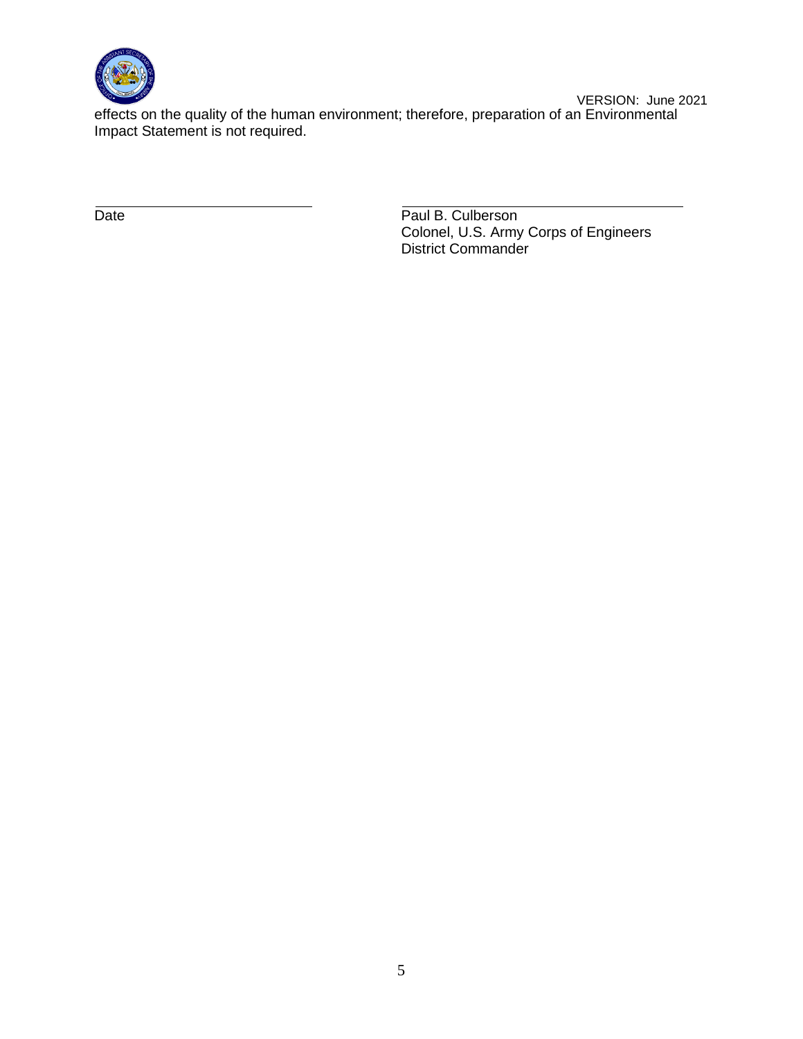effects on the quality of the human environment; therefore, preparation of an Environmental Impact Statement is not required.

Date

Paul B. Culberson
Colonel, U.S. Army Corps of Engineers
District Commander